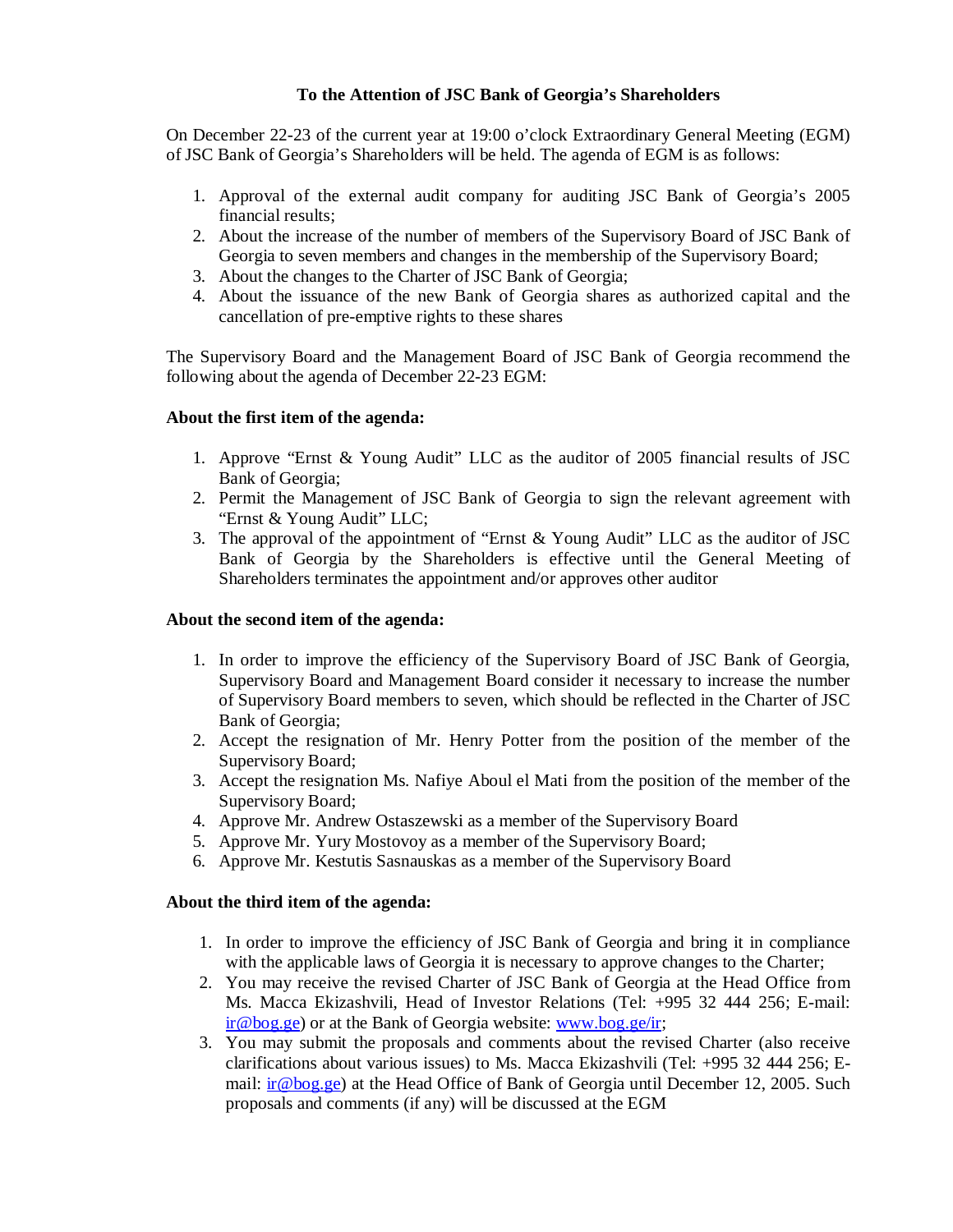# To the Attention of JSC Bank of Georgia's Shareholders

On December 22-23 of the current year at 19:00 o'clock Extraordinary General Meeting (EGM) of JSC Bank of Georgia's Shareholders will be held. The agenda of EGM is as follows:

1. Approval of the external audit company for auditing JSC Bank of Georgia's 2005 financial results;
2. About the increase of the number of members of the Supervisory Board of JSC Bank of Georgia to seven members and changes in the membership of the Supervisory Board;
3. About the changes to the Charter of JSC Bank of Georgia;
4. About the issuance of the new Bank of Georgia shares as authorized capital and the cancellation of pre-emptive rights to these shares

The Supervisory Board and the Management Board of JSC Bank of Georgia recommend the following about the agenda of December 22-23 EGM:

**About the first item of the agenda:**

1. Approve "Ernst & Young Audit" LLC as the auditor of 2005 financial results of JSC Bank of Georgia;
2. Permit the Management of JSC Bank of Georgia to sign the relevant agreement with "Ernst & Young Audit" LLC;
3. The approval of the appointment of "Ernst & Young Audit" LLC as the auditor of JSC Bank of Georgia by the Shareholders is effective until the General Meeting of Shareholders terminates the appointment and/or approves other auditor

**About the second item of the agenda:**

1. In order to improve the efficiency of the Supervisory Board of JSC Bank of Georgia, Supervisory Board and Management Board consider it necessary to increase the number of Supervisory Board members to seven, which should be reflected in the Charter of JSC Bank of Georgia;
2. Accept the resignation of Mr. Henry Potter from the position of the member of the Supervisory Board;
3. Accept the resignation Ms. Nafiye Aboul el Mati from the position of the member of the Supervisory Board;
4. Approve Mr. Andrew Ostaszewski as a member of the Supervisory Board
5. Approve Mr. Yury Mostovoy as a member of the Supervisory Board;
6. Approve Mr. Kestutis Sasnauskas as a member of the Supervisory Board

**About the third item of the agenda:**

1. In order to improve the efficiency of JSC Bank of Georgia and bring it in compliance with the applicable laws of Georgia it is necessary to approve changes to the Charter;
2. You may receive the revised Charter of JSC Bank of Georgia at the Head Office from Ms. Macca Ekizashvili, Head of Investor Relations (Tel: +995 32 444 256; E-mail: ir@bog.ge) or at the Bank of Georgia website: www.bog.ge/ir;
3. You may submit the proposals and comments about the revised Charter (also receive clarifications about various issues) to Ms. Macca Ekizashvili (Tel: +995 32 444 256; E-mail: ir@bog.ge) at the Head Office of Bank of Georgia until December 12, 2005. Such proposals and comments (if any) will be discussed at the EGM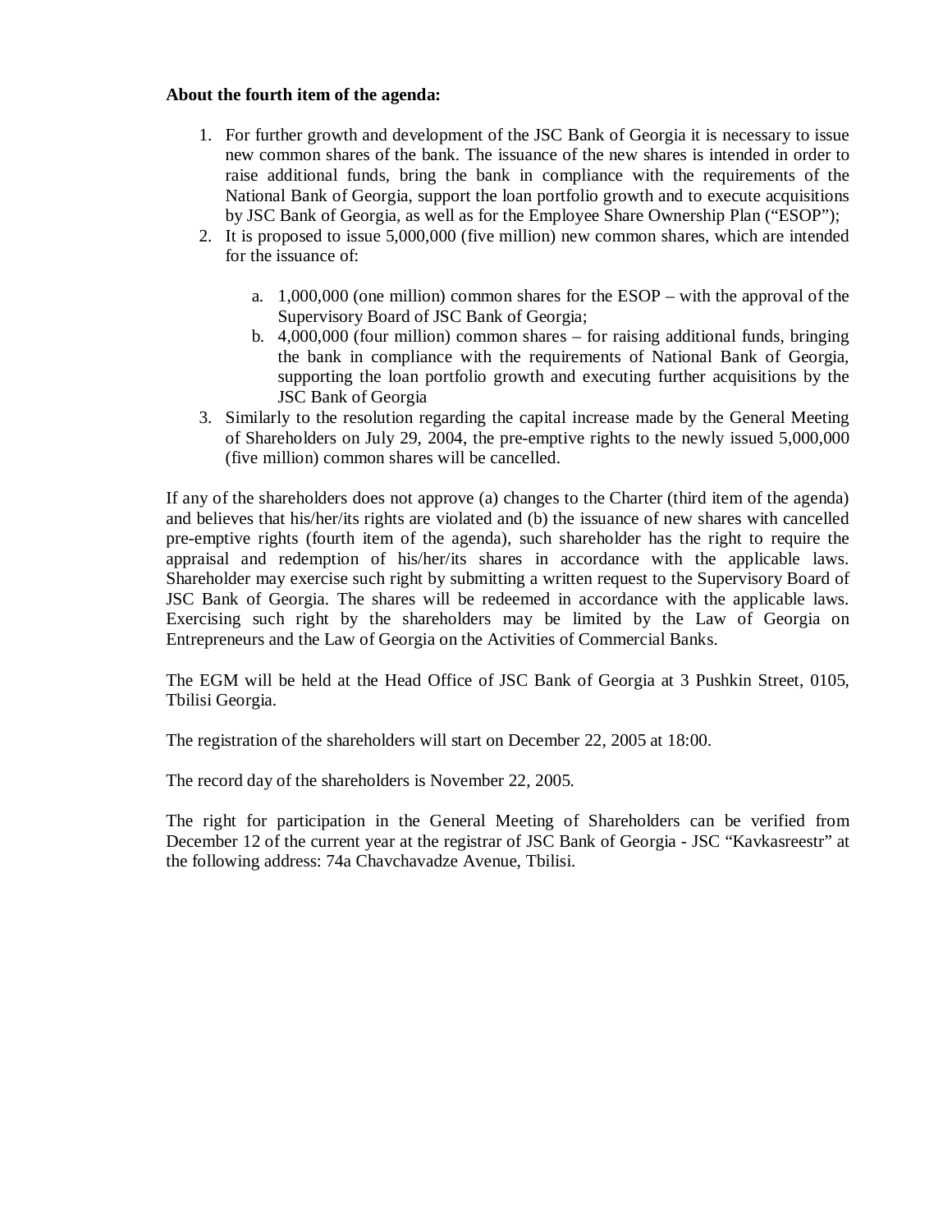**About the fourth item of the agenda:**

1. For further growth and development of the JSC Bank of Georgia it is necessary to issue new common shares of the bank. The issuance of the new shares is intended in order to raise additional funds, bring the bank in compliance with the requirements of the National Bank of Georgia, support the loan portfolio growth and to execute acquisitions by JSC Bank of Georgia, as well as for the Employee Share Ownership Plan ("ESOP");
2. It is proposed to issue 5,000,000 (five million) new common shares, which are intended for the issuance of:

    a. 1,000,000 (one million) common shares for the ESOP – with the approval of the Supervisory Board of JSC Bank of Georgia;
    b. 4,000,000 (four million) common shares – for raising additional funds, bringing the bank in compliance with the requirements of National Bank of Georgia, supporting the loan portfolio growth and executing further acquisitions by the JSC Bank of Georgia
3. Similarly to the resolution regarding the capital increase made by the General Meeting of Shareholders on July 29, 2004, the pre-emptive rights to the newly issued 5,000,000 (five million) common shares will be cancelled.

If any of the shareholders does not approve (a) changes to the Charter (third item of the agenda) and believes that his/her/its rights are violated and (b) the issuance of new shares with cancelled pre-emptive rights (fourth item of the agenda), such shareholder has the right to require the appraisal and redemption of his/her/its shares in accordance with the applicable laws. Shareholder may exercise such right by submitting a written request to the Supervisory Board of JSC Bank of Georgia. The shares will be redeemed in accordance with the applicable laws. Exercising such right by the shareholders may be limited by the Law of Georgia on Entrepreneurs and the Law of Georgia on the Activities of Commercial Banks.

The EGM will be held at the Head Office of JSC Bank of Georgia at 3 Pushkin Street, 0105, Tbilisi Georgia.

The registration of the shareholders will start on December 22, 2005 at 18:00.

The record day of the shareholders is November 22, 2005.

The right for participation in the General Meeting of Shareholders can be verified from December 12 of the current year at the registrar of JSC Bank of Georgia - JSC "Kavkasreestr" at the following address: 74a Chavchavadze Avenue, Tbilisi.